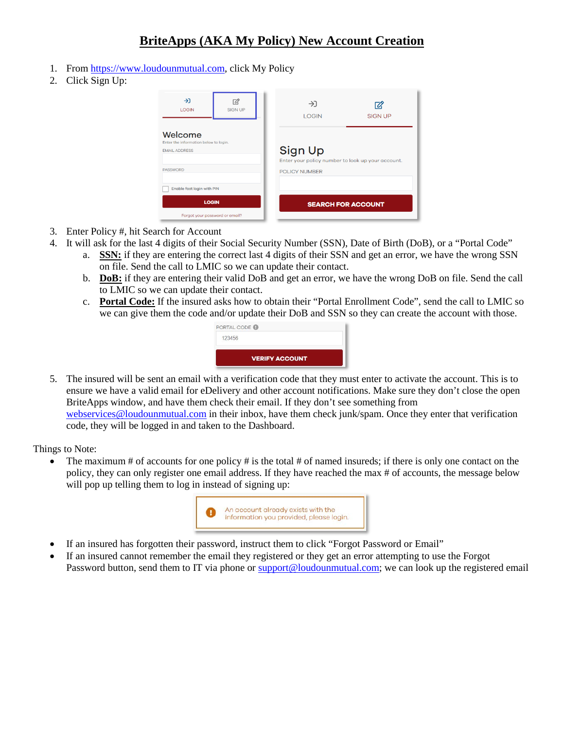# BriteApps (AKA My Policy) New Account Creation

1. From https://www.loudounmutual.com, click My Policy
2. Click Sign Up:
3. Enter Policy #, hit Search for Account
4. It will ask for the last 4 digits of their Social Security Number (SSN), Date of Birth (DoB), or a "Portal Code"
   a. **SSN:** if they are entering the correct last 4 digits of their SSN and get an error, we have the wrong SSN on file. Send the call to LMIC so we can update their contact.
   b. **DoB:** if they are entering their valid DoB and get an error, we have the wrong DoB on file. Send the call to LMIC so we can update their contact.
   c. **Portal Code:** If the insured asks how to obtain their "Portal Enrollment Code", send the call to LMIC so we can give them the code and/or update their DoB and SSN so they can create the account with those.
5. The insured will be sent an email with a verification code that they must enter to activate the account. This is to ensure we have a valid email for eDelivery and other account notifications. Make sure they don't close the open BriteApps window, and have them check their email. If they don't see something from webservices@loudounmutual.com in their inbox, have them check junk/spam. Once they enter that verification code, they will be logged in and taken to the Dashboard.

Things to Note:

- The maximum # of accounts for one policy # is the total # of named insureds; if there is only one contact on the policy, they can only register one email address. If they have reached the max # of accounts, the message below will pop up telling them to log in instead of signing up:
- If an insured has forgotten their password, instruct them to click "Forgot Password or Email"
- If an insured cannot remember the email they registered or they get an error attempting to use the Forgot Password button, send them to IT via phone or support@loudounmutual.com; we can look up the registered email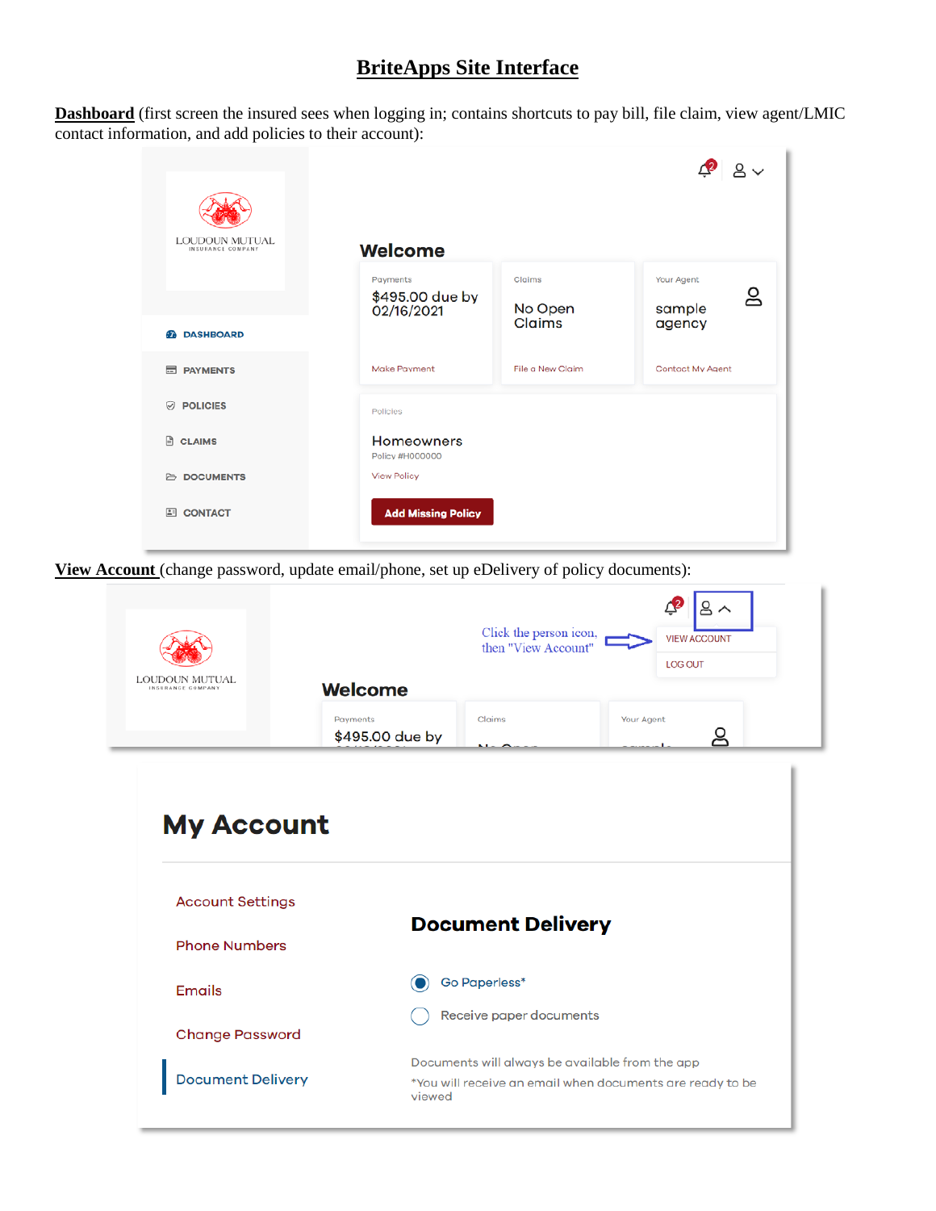# BriteApps Site Interface

**Dashboard** (first screen the insured sees when logging in; contains shortcuts to pay bill, file claim, view agent/LMIC contact information, and add policies to their account):

LOUDOUN MUTUAL INSURANCE COMPANY

- DASHBOARD
- PAYMENTS
- POLICIES
- CLAIMS
- DOCUMENTS
- CONTACT

Welcome

| Payments | Claims | Your Agent |
| --- | --- | --- |
| $495.00 due by 02/16/2021 | No Open Claims | sample agency |
| Make Payment | File a New Claim | Contact My Agent |

Policies

Homeowners
Policy #H000000
View Policy

Add Missing Policy

**View Account** (change password, update email/phone, set up eDelivery of policy documents):

Click the person icon, then "View Account"

VIEW ACCOUNT
LOG OUT

Welcome

Payments: $495.00 due by

Claims

Your Agent

## My Account

- Account Settings
- Phone Numbers
- Emails
- Change Password
- Document Delivery

### Document Delivery

- (•) Go Paperless*
- ( ) Receive paper documents

Documents will always be available from the app

*You will receive an email when documents are ready to be viewed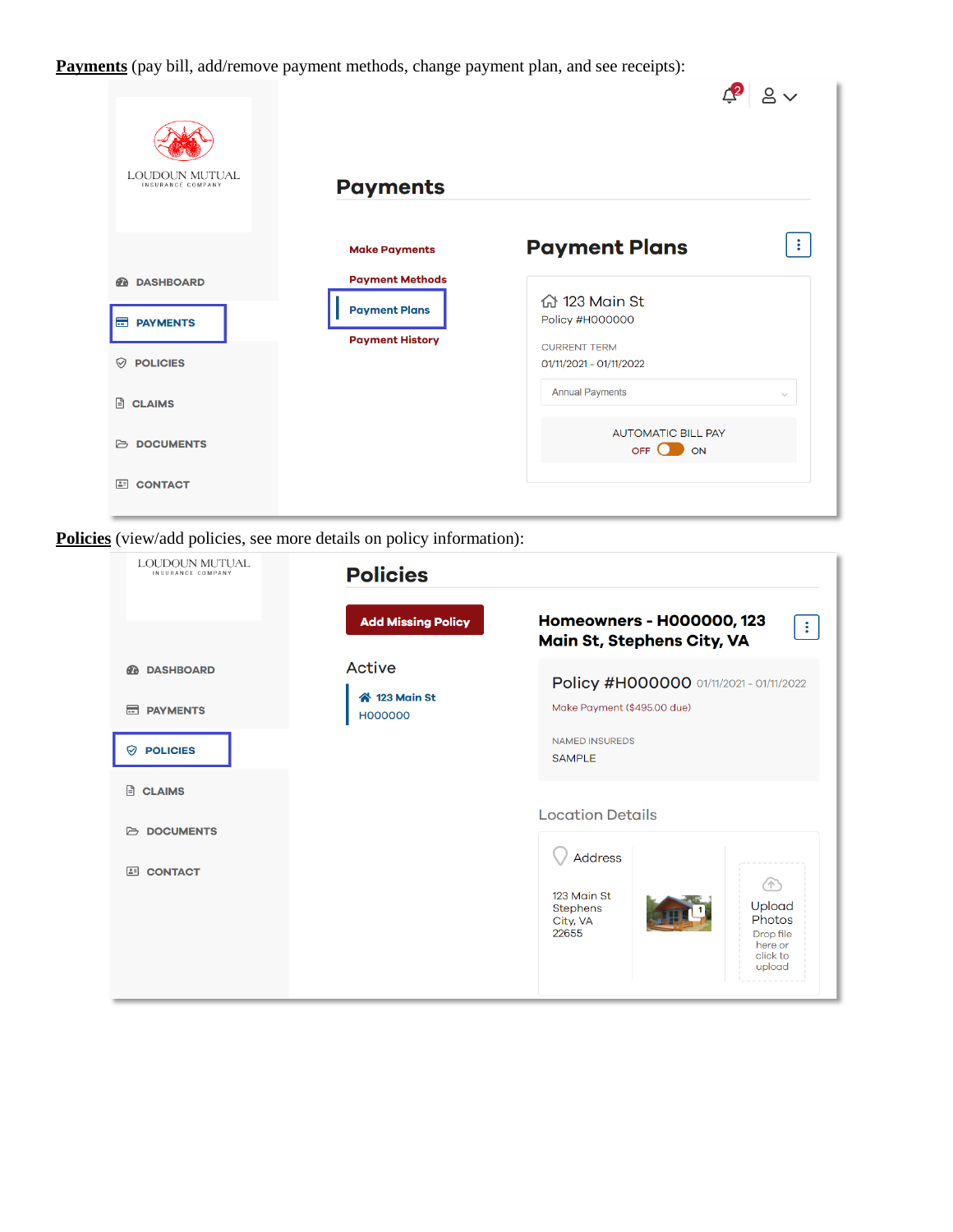**Payments** (pay bill, add/remove payment methods, change payment plan, and see receipts):

LOUDOUN MUTUAL INSURANCE COMPANY

- DASHBOARD
- PAYMENTS
- POLICIES
- CLAIMS
- DOCUMENTS
- CONTACT

## Payments

- Make Payments
- Payment Methods
- Payment Plans
- Payment History

### Payment Plans

123 Main St
Policy #H000000

CURRENT TERM
01/11/2021 - 01/11/2022

Annual Payments

AUTOMATIC BILL PAY
OFF ON

**Policies** (view/add policies, see more details on policy information):

LOUDOUN MUTUAL INSURANCE COMPANY

- DASHBOARD
- PAYMENTS
- POLICIES
- CLAIMS
- DOCUMENTS
- CONTACT

## Policies

Add Missing Policy

Active

123 Main St
H000000

### Homeowners - H000000, 123 Main St, Stephens City, VA

Policy #H000000 01/11/2021 - 01/11/2022

Make Payment ($495.00 due)

NAMED INSUREDS
SAMPLE

Location Details

Address

123 Main St
Stephens City, VA
22655

Upload Photos
Drop file here or click to upload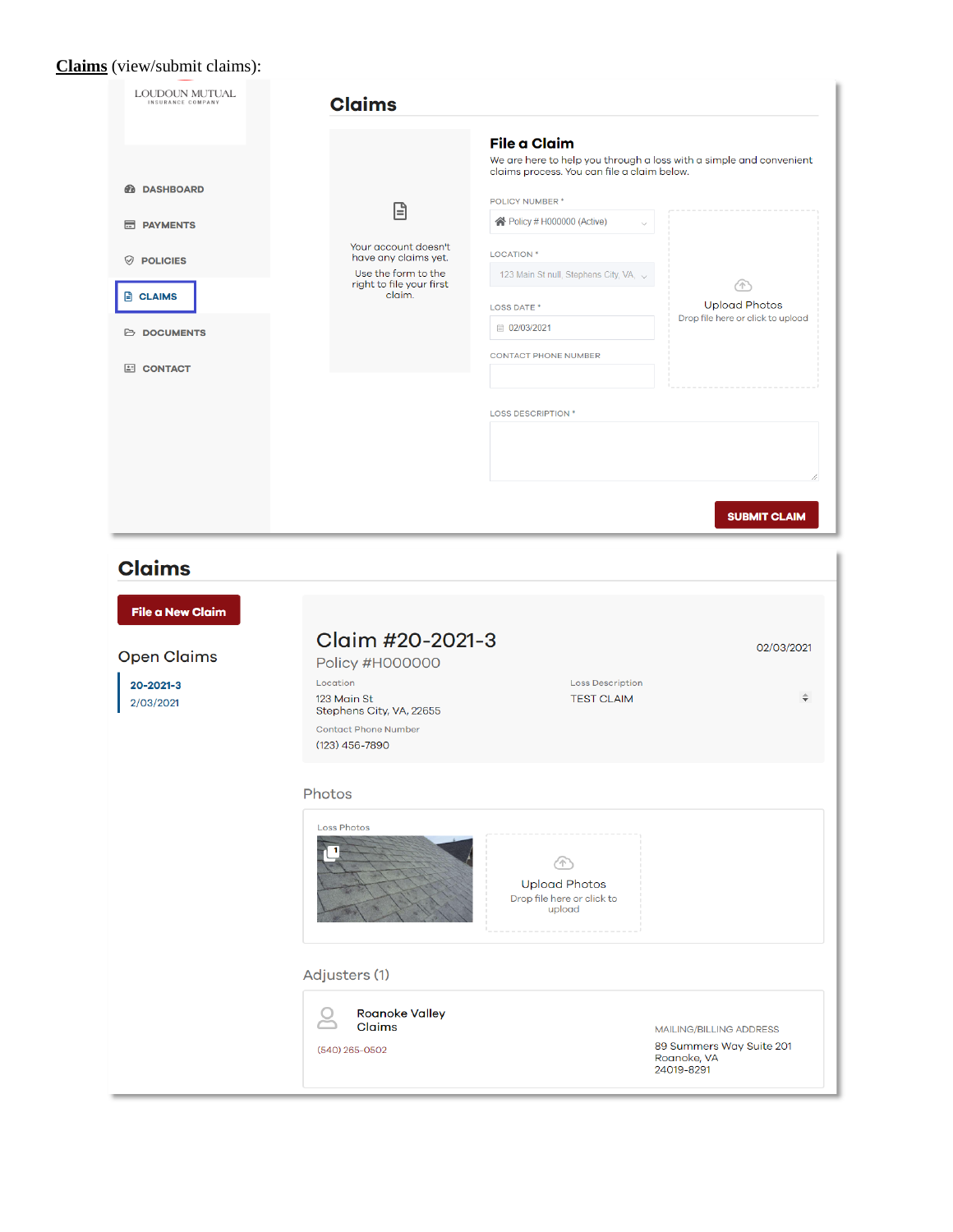**Claims** (view/submit claims):

LOUDOUN MUTUAL
INSURANCE COMPANY

- DASHBOARD
- PAYMENTS
- POLICIES
- CLAIMS
- DOCUMENTS
- CONTACT

## Claims

Your account doesn't have any claims yet.

Use the form to the right to file your first claim.

### File a Claim

We are here to help you through a loss with a simple and convenient claims process. You can file a claim below.

POLICY NUMBER *

Policy # H000000 (Active)

LOCATION *

123 Main St null, Stephens City, VA,

LOSS DATE *

02/03/2021

CONTACT PHONE NUMBER

LOSS DESCRIPTION *

Upload Photos
Drop file here or click to upload

SUBMIT CLAIM

## Claims

File a New Claim

### Open Claims

**20-2021-3**
2/03/2021

### Claim #20-2021-3

02/03/2021

Policy #H000000

Location
123 Main St
Stephens City, VA, 22655

Loss Description
TEST CLAIM

Contact Phone Number
(123) 456-7890

### Photos

Loss Photos

Upload Photos
Drop file here or click to upload

### Adjusters (1)

Roanoke Valley Claims

(540) 265-0502

MAILING/BILLING ADDRESS
89 Summers Way Suite 201
Roanoke, VA
24019-8291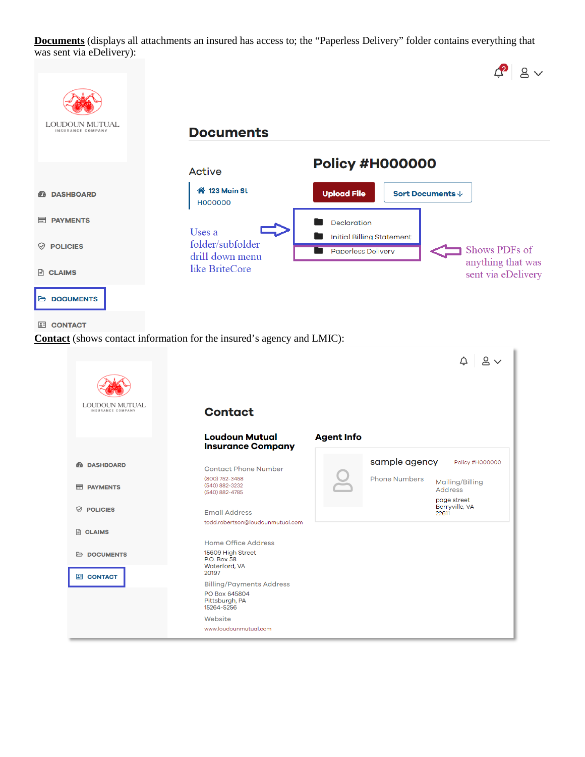**Documents** (displays all attachments an insured has access to; the "Paperless Delivery" folder contains everything that was sent via eDelivery):

LOUDOUN MUTUAL
INSURANCE COMPANY

DASHBOARD

PAYMENTS

POLICIES

CLAIMS

DOCUMENTS

CONTACT

## Documents

Active

123 Main St
H000000

Policy #H000000

Upload File

Sort Documents

Declaration

Initial Billing Statement

Paperless Delivery

Uses a folder/subfolder drill down menu like BriteCore

Shows PDFs of anything that was sent via eDelivery

**Contact** (shows contact information for the insured's agency and LMIC):

LOUDOUN MUTUAL
INSURANCE COMPANY

DASHBOARD

PAYMENTS

POLICIES

CLAIMS

DOCUMENTS

CONTACT

## Contact

**Loudoun Mutual Insurance Company**

Contact Phone Number
(800) 752-3458
(540) 882-3232
(540) 882-4785

Email Address
todd.robertson@loudounmutual.com

Home Office Address
15609 High Street
P.O. Box 58
Waterford, VA
20197

Billing/Payments Address
PO Box 645804
Pittsburgh, PA
15264-5256

Website
www.loudounmutual.com

**Agent Info**

sample agency

Policy #H000000

Phone Numbers

Mailing/Billing Address
page street
Berryville, VA
22611